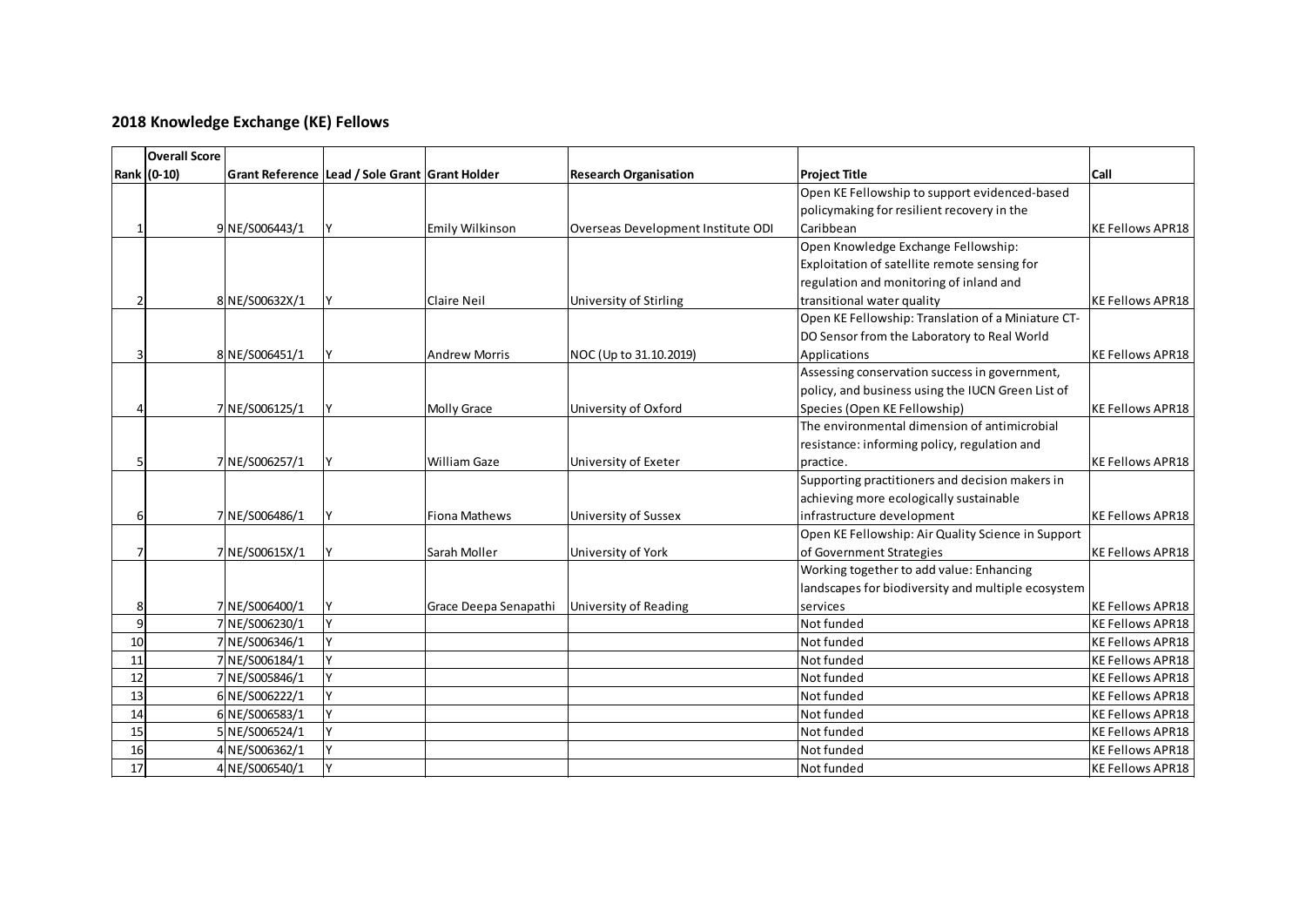## 2018 Knowledge Exchange (KE) Fellows

| Rank | Overall Score (0-10) | Grant Reference | Lead / Sole Grant | Grant Holder | Research Organisation | Project Title | Call |
|---|---|---|---|---|---|---|---|
| 1 | 9 | NE/S006443/1 | Y | Emily Wilkinson | Overseas Development Institute ODI | Open KE Fellowship to support evidenced-based policymaking for resilient recovery in the Caribbean | KE Fellows APR18 |
| 2 | 8 | NE/S00632X/1 | Y | Claire Neil | University of Stirling | Open Knowledge Exchange Fellowship: Exploitation of satellite remote sensing for regulation and monitoring of inland and transitional water quality | KE Fellows APR18 |
| 3 | 8 | NE/S006451/1 | Y | Andrew Morris | NOC (Up to 31.10.2019) | Open KE Fellowship: Translation of a Miniature CT-DO Sensor from the Laboratory to Real World Applications | KE Fellows APR18 |
| 4 | 7 | NE/S006125/1 | Y | Molly Grace | University of Oxford | Assessing conservation success in government, policy, and business using the IUCN Green List of Species (Open KE Fellowship) | KE Fellows APR18 |
| 5 | 7 | NE/S006257/1 | Y | William Gaze | University of Exeter | The environmental dimension of antimicrobial resistance: informing policy, regulation and practice. | KE Fellows APR18 |
| 6 | 7 | NE/S006486/1 | Y | Fiona Mathews | University of Sussex | Supporting practitioners and decision makers in achieving more ecologically sustainable infrastructure development | KE Fellows APR18 |
| 7 | 7 | NE/S00615X/1 | Y | Sarah Moller | University of York | Open KE Fellowship: Air Quality Science in Support of Government Strategies | KE Fellows APR18 |
| 8 | 7 | NE/S006400/1 | Y | Grace Deepa Senapathi | University of Reading | Working together to add value: Enhancing landscapes for biodiversity and multiple ecosystem services | KE Fellows APR18 |
| 9 | 7 | NE/S006230/1 | Y | | | Not funded | KE Fellows APR18 |
| 10 | 7 | NE/S006346/1 | Y | | | Not funded | KE Fellows APR18 |
| 11 | 7 | NE/S006184/1 | Y | | | Not funded | KE Fellows APR18 |
| 12 | 7 | NE/S005846/1 | Y | | | Not funded | KE Fellows APR18 |
| 13 | 6 | NE/S006222/1 | Y | | | Not funded | KE Fellows APR18 |
| 14 | 6 | NE/S006583/1 | Y | | | Not funded | KE Fellows APR18 |
| 15 | 5 | NE/S006524/1 | Y | | | Not funded | KE Fellows APR18 |
| 16 | 4 | NE/S006362/1 | Y | | | Not funded | KE Fellows APR18 |
| 17 | 4 | NE/S006540/1 | Y | | | Not funded | KE Fellows APR18 |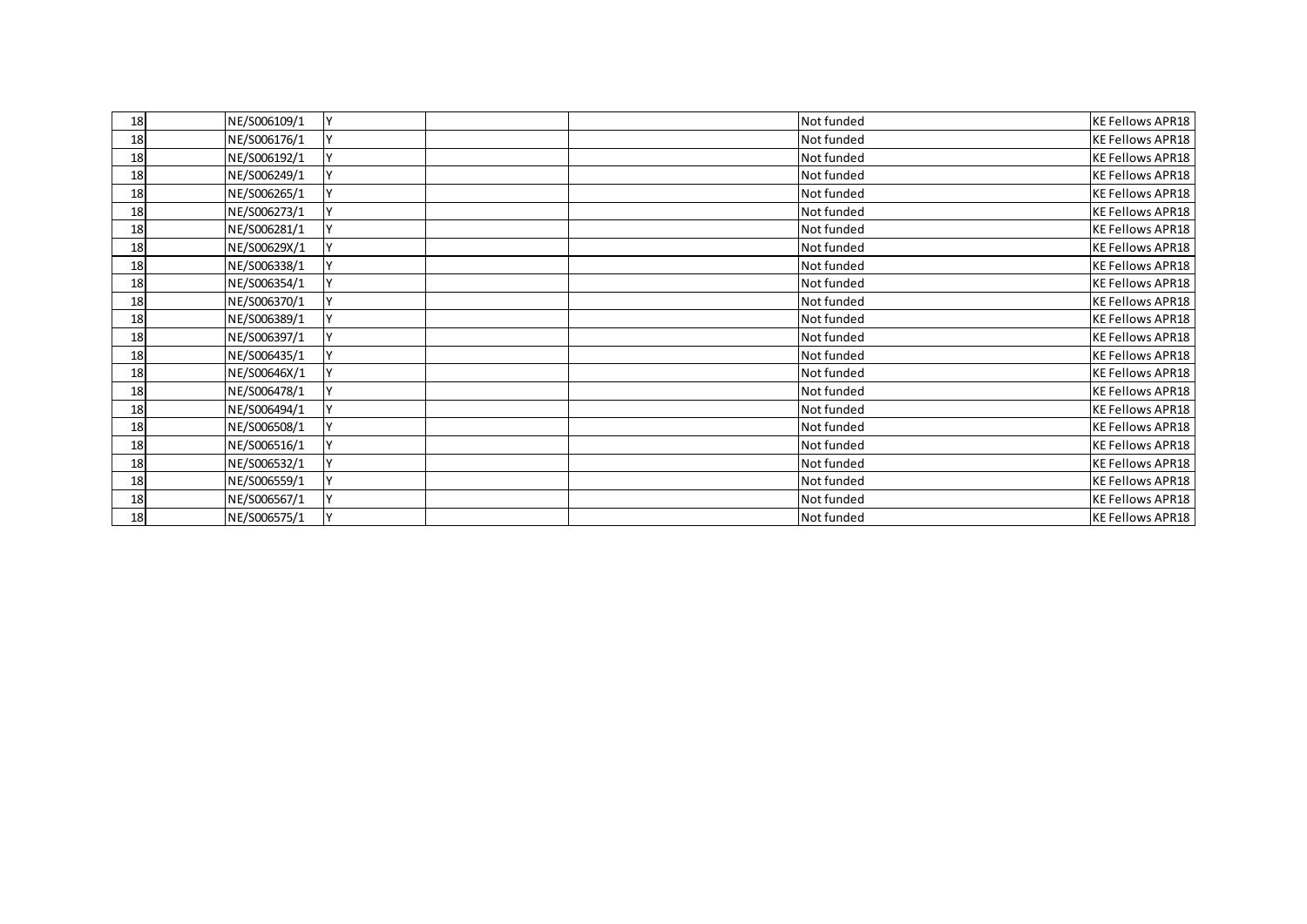| | | | | | | | |
|---|---|---|---|---|---|---|---|
| 18 | | NE/S006109/1 | Y | | | Not funded | KE Fellows APR18 |
| 18 | | NE/S006176/1 | Y | | | Not funded | KE Fellows APR18 |
| 18 | | NE/S006192/1 | Y | | | Not funded | KE Fellows APR18 |
| 18 | | NE/S006249/1 | Y | | | Not funded | KE Fellows APR18 |
| 18 | | NE/S006265/1 | Y | | | Not funded | KE Fellows APR18 |
| 18 | | NE/S006273/1 | Y | | | Not funded | KE Fellows APR18 |
| 18 | | NE/S006281/1 | Y | | | Not funded | KE Fellows APR18 |
| 18 | | NE/S00629X/1 | Y | | | Not funded | KE Fellows APR18 |
| 18 | | NE/S006338/1 | Y | | | Not funded | KE Fellows APR18 |
| 18 | | NE/S006354/1 | Y | | | Not funded | KE Fellows APR18 |
| 18 | | NE/S006370/1 | Y | | | Not funded | KE Fellows APR18 |
| 18 | | NE/S006389/1 | Y | | | Not funded | KE Fellows APR18 |
| 18 | | NE/S006397/1 | Y | | | Not funded | KE Fellows APR18 |
| 18 | | NE/S006435/1 | Y | | | Not funded | KE Fellows APR18 |
| 18 | | NE/S00646X/1 | Y | | | Not funded | KE Fellows APR18 |
| 18 | | NE/S006478/1 | Y | | | Not funded | KE Fellows APR18 |
| 18 | | NE/S006494/1 | Y | | | Not funded | KE Fellows APR18 |
| 18 | | NE/S006508/1 | Y | | | Not funded | KE Fellows APR18 |
| 18 | | NE/S006516/1 | Y | | | Not funded | KE Fellows APR18 |
| 18 | | NE/S006532/1 | Y | | | Not funded | KE Fellows APR18 |
| 18 | | NE/S006559/1 | Y | | | Not funded | KE Fellows APR18 |
| 18 | | NE/S006567/1 | Y | | | Not funded | KE Fellows APR18 |
| 18 | | NE/S006575/1 | Y | | | Not funded | KE Fellows APR18 |